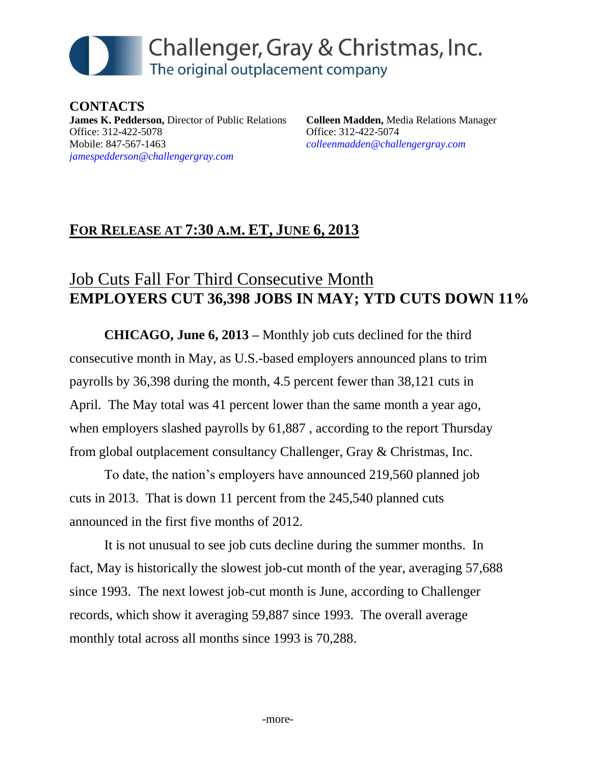# Challenger, Gray & Christmas, Inc.
The original outplacement company

**CONTACTS**

**James K. Pedderson,** Director of Public Relations
Office: 312-422-5078
Mobile: 847-567-1463
*jamespedderson@challengergray.com*

**Colleen Madden,** Media Relations Manager
Office: 312-422-5074
*colleenmadden@challengergray.com*

**FOR RELEASE AT 7:30 A.M. ET, JUNE 6, 2013**

## Job Cuts Fall For Third Consecutive Month
## EMPLOYERS CUT 36,398 JOBS IN MAY; YTD CUTS DOWN 11%

**CHICAGO, June 6, 2013 –** Monthly job cuts declined for the third consecutive month in May, as U.S.-based employers announced plans to trim payrolls by 36,398 during the month, 4.5 percent fewer than 38,121 cuts in April. The May total was 41 percent lower than the same month a year ago, when employers slashed payrolls by 61,887 , according to the report Thursday from global outplacement consultancy Challenger, Gray & Christmas, Inc.

To date, the nation's employers have announced 219,560 planned job cuts in 2013. That is down 11 percent from the 245,540 planned cuts announced in the first five months of 2012.

It is not unusual to see job cuts decline during the summer months. In fact, May is historically the slowest job-cut month of the year, averaging 57,688 since 1993. The next lowest job-cut month is June, according to Challenger records, which show it averaging 59,887 since 1993. The overall average monthly total across all months since 1993 is 70,288.

-more-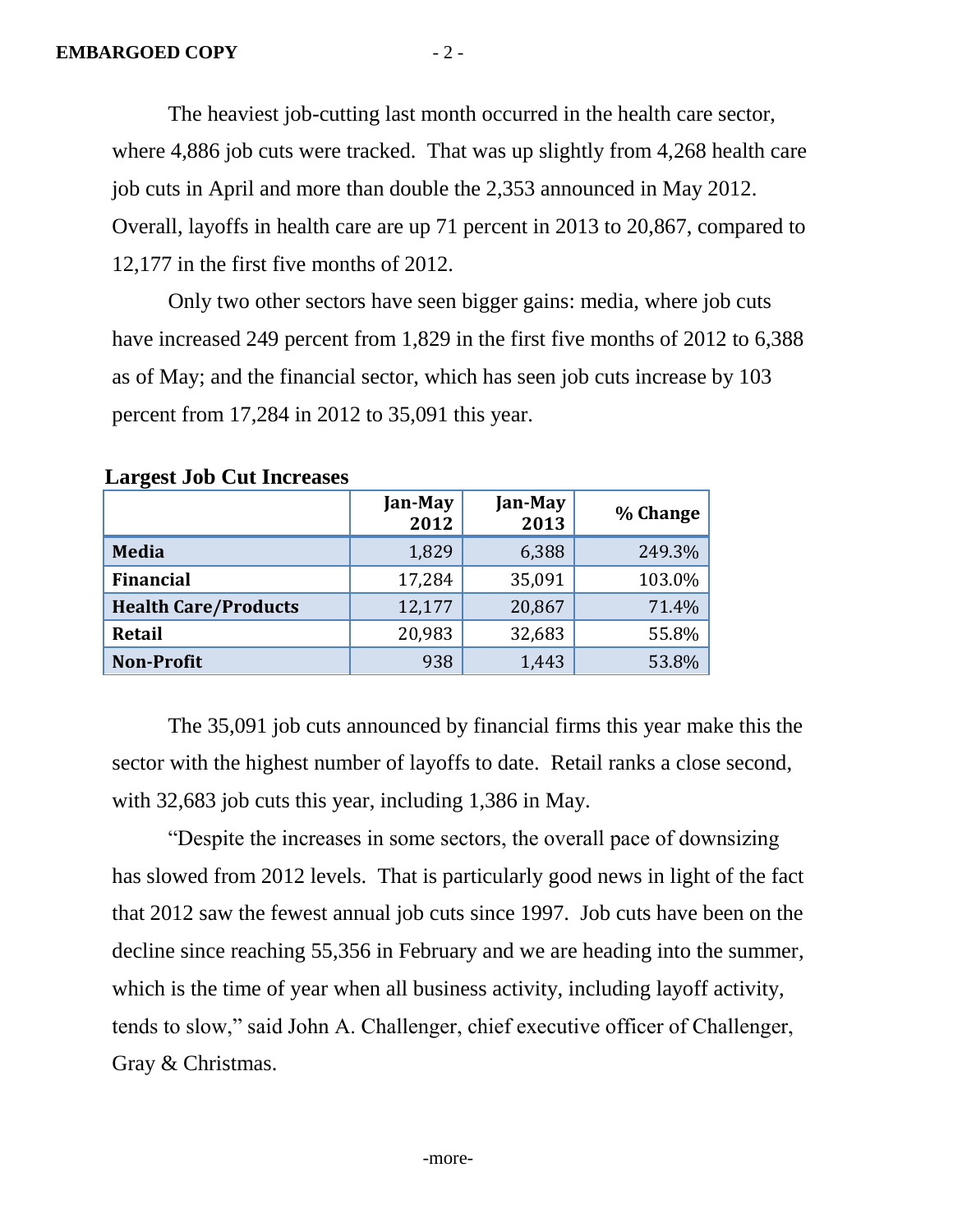The heaviest job-cutting last month occurred in the health care sector, where 4,886 job cuts were tracked. That was up slightly from 4,268 health care job cuts in April and more than double the 2,353 announced in May 2012. Overall, layoffs in health care are up 71 percent in 2013 to 20,867, compared to 12,177 in the first five months of 2012.

Only two other sectors have seen bigger gains: media, where job cuts have increased 249 percent from 1,829 in the first five months of 2012 to 6,388 as of May; and the financial sector, which has seen job cuts increase by 103 percent from 17,284 in 2012 to 35,091 this year.

**Largest Job Cut Increases**

| | Jan-May 2012 | Jan-May 2013 | % Change |
|---|---|---|---|
| **Media** | 1,829 | 6,388 | 249.3% |
| **Financial** | 17,284 | 35,091 | 103.0% |
| **Health Care/Products** | 12,177 | 20,867 | 71.4% |
| **Retail** | 20,983 | 32,683 | 55.8% |
| **Non-Profit** | 938 | 1,443 | 53.8% |

The 35,091 job cuts announced by financial firms this year make this the sector with the highest number of layoffs to date. Retail ranks a close second, with 32,683 job cuts this year, including 1,386 in May.

"Despite the increases in some sectors, the overall pace of downsizing has slowed from 2012 levels. That is particularly good news in light of the fact that 2012 saw the fewest annual job cuts since 1997. Job cuts have been on the decline since reaching 55,356 in February and we are heading into the summer, which is the time of year when all business activity, including layoff activity, tends to slow," said John A. Challenger, chief executive officer of Challenger, Gray & Christmas.

-more-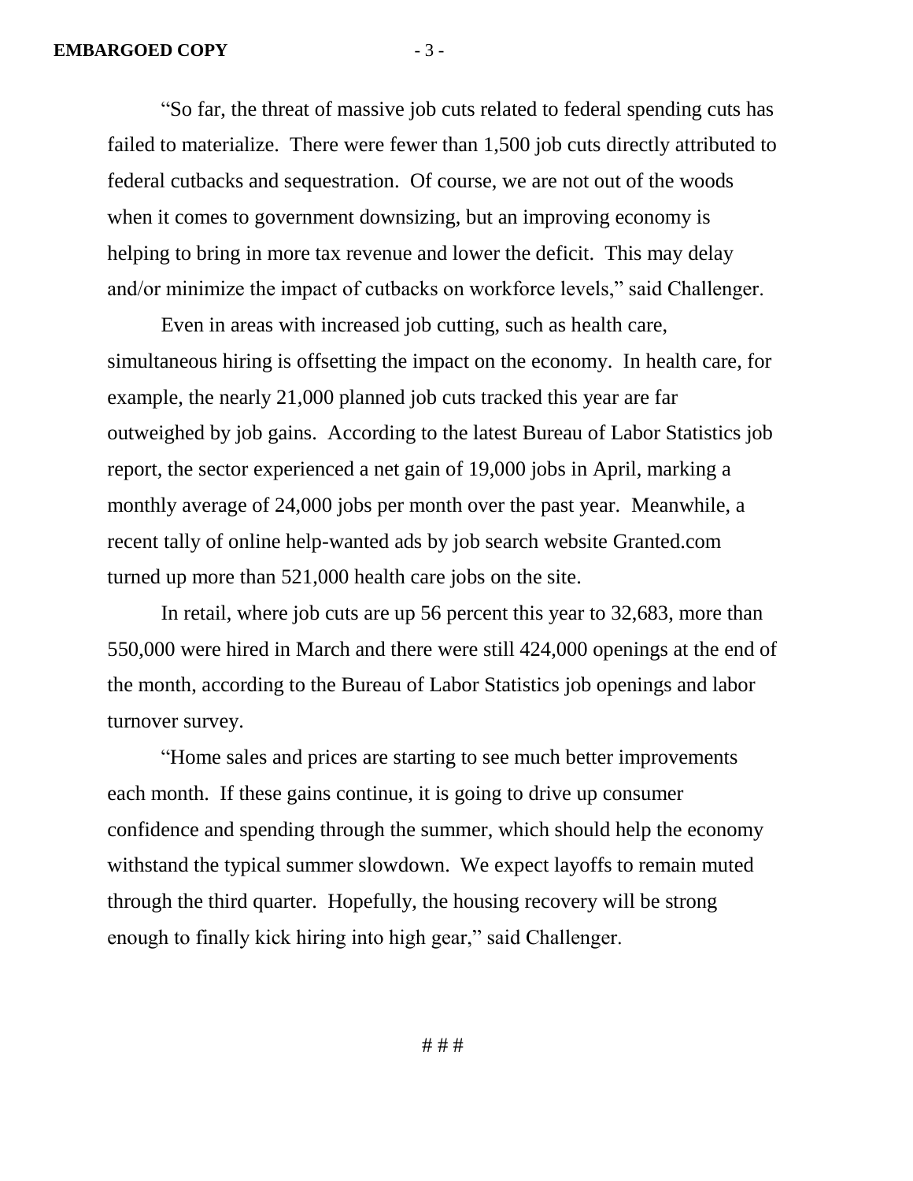"So far, the threat of massive job cuts related to federal spending cuts has failed to materialize. There were fewer than 1,500 job cuts directly attributed to federal cutbacks and sequestration. Of course, we are not out of the woods when it comes to government downsizing, but an improving economy is helping to bring in more tax revenue and lower the deficit. This may delay and/or minimize the impact of cutbacks on workforce levels," said Challenger.

Even in areas with increased job cutting, such as health care, simultaneous hiring is offsetting the impact on the economy. In health care, for example, the nearly 21,000 planned job cuts tracked this year are far outweighed by job gains. According to the latest Bureau of Labor Statistics job report, the sector experienced a net gain of 19,000 jobs in April, marking a monthly average of 24,000 jobs per month over the past year. Meanwhile, a recent tally of online help-wanted ads by job search website Granted.com turned up more than 521,000 health care jobs on the site.

In retail, where job cuts are up 56 percent this year to 32,683, more than 550,000 were hired in March and there were still 424,000 openings at the end of the month, according to the Bureau of Labor Statistics job openings and labor turnover survey.

"Home sales and prices are starting to see much better improvements each month. If these gains continue, it is going to drive up consumer confidence and spending through the summer, which should help the economy withstand the typical summer slowdown. We expect layoffs to remain muted through the third quarter. Hopefully, the housing recovery will be strong enough to finally kick hiring into high gear," said Challenger.

# # #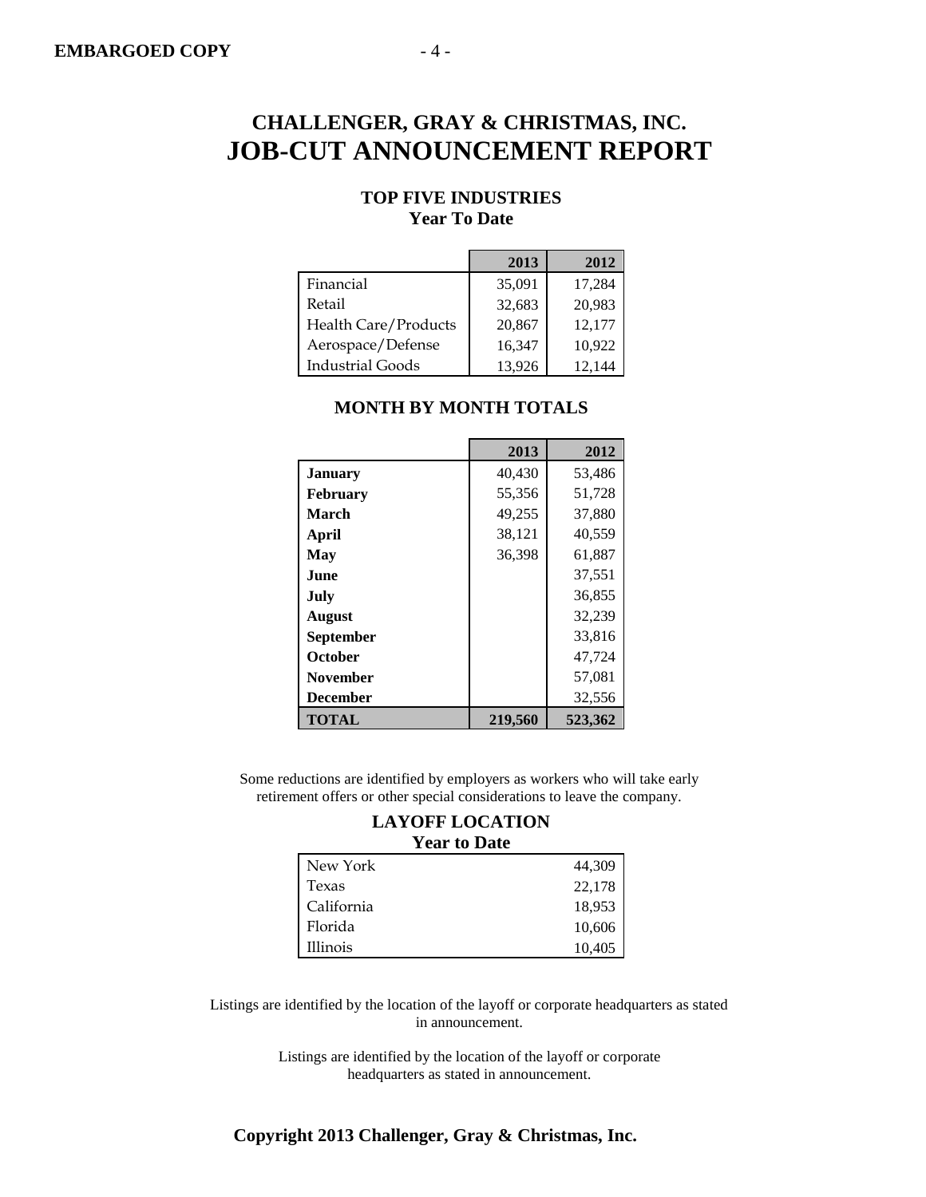# CHALLENGER, GRAY & CHRISTMAS, INC.
# JOB-CUT ANNOUNCEMENT REPORT

### TOP FIVE INDUSTRIES
### Year To Date

| | 2013 | 2012 |
|---|---|---|
| Financial | 35,091 | 17,284 |
| Retail | 32,683 | 20,983 |
| Health Care/Products | 20,867 | 12,177 |
| Aerospace/Defense | 16,347 | 10,922 |
| Industrial Goods | 13,926 | 12,144 |

### MONTH BY MONTH TOTALS

| | 2013 | 2012 |
|---|---|---|
| **January** | 40,430 | 53,486 |
| **February** | 55,356 | 51,728 |
| **March** | 49,255 | 37,880 |
| **April** | 38,121 | 40,559 |
| **May** | 36,398 | 61,887 |
| **June** | | 37,551 |
| **July** | | 36,855 |
| **August** | | 32,239 |
| **September** | | 33,816 |
| **October** | | 47,724 |
| **November** | | 57,081 |
| **December** | | 32,556 |
| **TOTAL** | **219,560** | **523,362** |

Some reductions are identified by employers as workers who will take early retirement offers or other special considerations to leave the company.

### LAYOFF LOCATION
### Year to Date

| | |
|---|---|
| New York | 44,309 |
| Texas | 22,178 |
| California | 18,953 |
| Florida | 10,606 |
| Illinois | 10,405 |

Listings are identified by the location of the layoff or corporate headquarters as stated in announcement.

Listings are identified by the location of the layoff or corporate headquarters as stated in announcement.

**Copyright 2013 Challenger, Gray & Christmas, Inc.**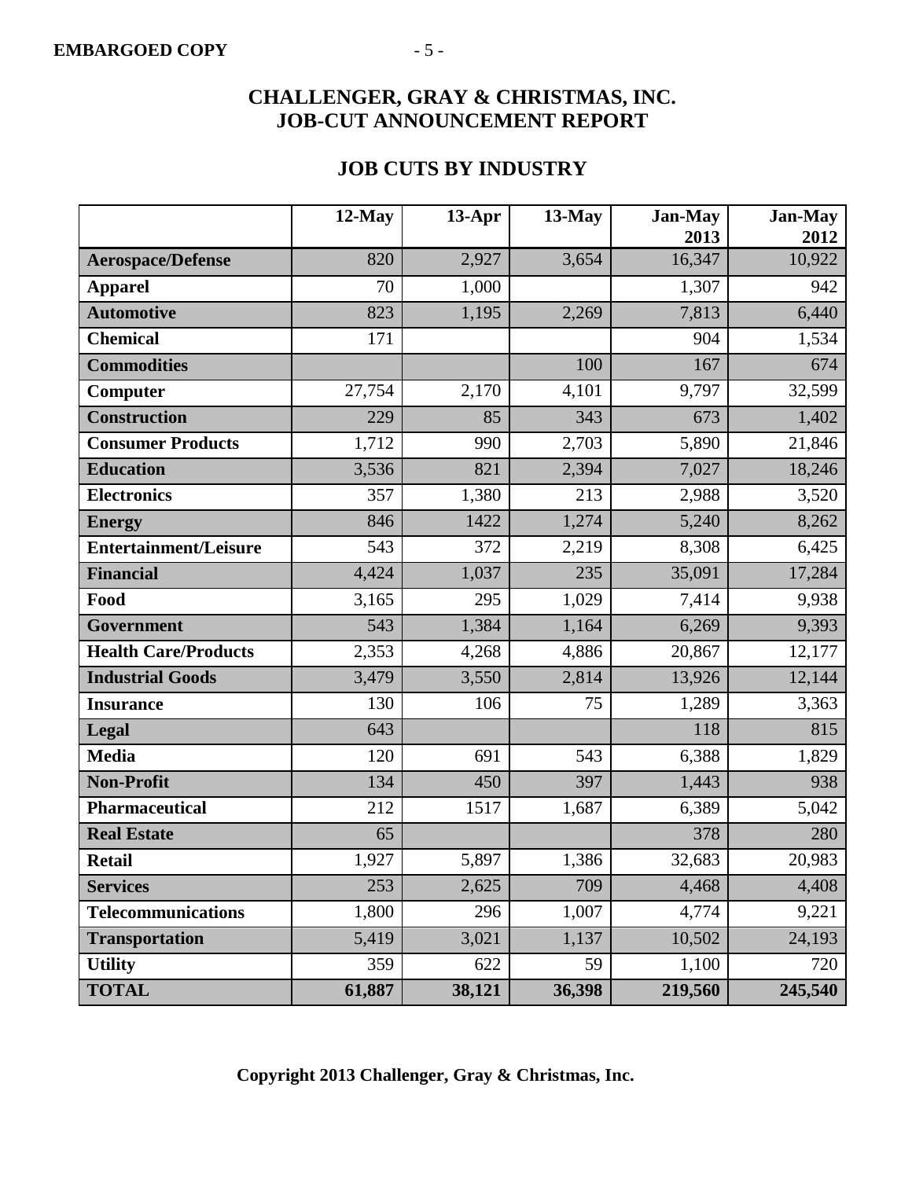# CHALLENGER, GRAY & CHRISTMAS, INC.
# JOB-CUT ANNOUNCEMENT REPORT

## JOB CUTS BY INDUSTRY

| | 12-May | 13-Apr | 13-May | Jan-May 2013 | Jan-May 2012 |
|---|---|---|---|---|---|
| **Aerospace/Defense** | 820 | 2,927 | 3,654 | 16,347 | 10,922 |
| **Apparel** | 70 | 1,000 | | 1,307 | 942 |
| **Automotive** | 823 | 1,195 | 2,269 | 7,813 | 6,440 |
| **Chemical** | 171 | | | 904 | 1,534 |
| **Commodities** | | | 100 | 167 | 674 |
| **Computer** | 27,754 | 2,170 | 4,101 | 9,797 | 32,599 |
| **Construction** | 229 | 85 | 343 | 673 | 1,402 |
| **Consumer Products** | 1,712 | 990 | 2,703 | 5,890 | 21,846 |
| **Education** | 3,536 | 821 | 2,394 | 7,027 | 18,246 |
| **Electronics** | 357 | 1,380 | 213 | 2,988 | 3,520 |
| **Energy** | 846 | 1422 | 1,274 | 5,240 | 8,262 |
| **Entertainment/Leisure** | 543 | 372 | 2,219 | 8,308 | 6,425 |
| **Financial** | 4,424 | 1,037 | 235 | 35,091 | 17,284 |
| **Food** | 3,165 | 295 | 1,029 | 7,414 | 9,938 |
| **Government** | 543 | 1,384 | 1,164 | 6,269 | 9,393 |
| **Health Care/Products** | 2,353 | 4,268 | 4,886 | 20,867 | 12,177 |
| **Industrial Goods** | 3,479 | 3,550 | 2,814 | 13,926 | 12,144 |
| **Insurance** | 130 | 106 | 75 | 1,289 | 3,363 |
| **Legal** | 643 | | | 118 | 815 |
| **Media** | 120 | 691 | 543 | 6,388 | 1,829 |
| **Non-Profit** | 134 | 450 | 397 | 1,443 | 938 |
| **Pharmaceutical** | 212 | 1517 | 1,687 | 6,389 | 5,042 |
| **Real Estate** | 65 | | | 378 | 280 |
| **Retail** | 1,927 | 5,897 | 1,386 | 32,683 | 20,983 |
| **Services** | 253 | 2,625 | 709 | 4,468 | 4,408 |
| **Telecommunications** | 1,800 | 296 | 1,007 | 4,774 | 9,221 |
| **Transportation** | 5,419 | 3,021 | 1,137 | 10,502 | 24,193 |
| **Utility** | 359 | 622 | 59 | 1,100 | 720 |
| **TOTAL** | **61,887** | **38,121** | **36,398** | **219,560** | **245,540** |

**Copyright 2013 Challenger, Gray & Christmas, Inc.**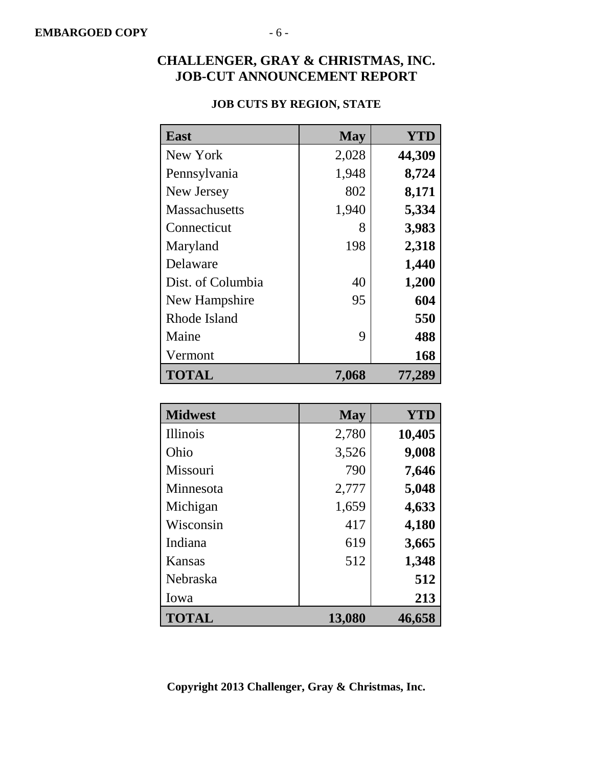**EMBARGOED COPY**

# CHALLENGER, GRAY & CHRISTMAS, INC.
# JOB-CUT ANNOUNCEMENT REPORT

### JOB CUTS BY REGION, STATE

| East | May | YTD |
|---|---:|---:|
| New York | 2,028 | **44,309** |
| Pennsylvania | 1,948 | **8,724** |
| New Jersey | 802 | **8,171** |
| Massachusetts | 1,940 | **5,334** |
| Connecticut | 8 | **3,983** |
| Maryland | 198 | **2,318** |
| Delaware | | **1,440** |
| Dist. of Columbia | 40 | **1,200** |
| New Hampshire | 95 | **604** |
| Rhode Island | | **550** |
| Maine | 9 | **488** |
| Vermont | | **168** |
| **TOTAL** | **7,068** | **77,289** |

| Midwest | May | YTD |
|---|---:|---:|
| Illinois | 2,780 | **10,405** |
| Ohio | 3,526 | **9,008** |
| Missouri | 790 | **7,646** |
| Minnesota | 2,777 | **5,048** |
| Michigan | 1,659 | **4,633** |
| Wisconsin | 417 | **4,180** |
| Indiana | 619 | **3,665** |
| Kansas | 512 | **1,348** |
| Nebraska | | **512** |
| Iowa | | **213** |
| **TOTAL** | **13,080** | **46,658** |

**Copyright 2013 Challenger, Gray & Christmas, Inc.**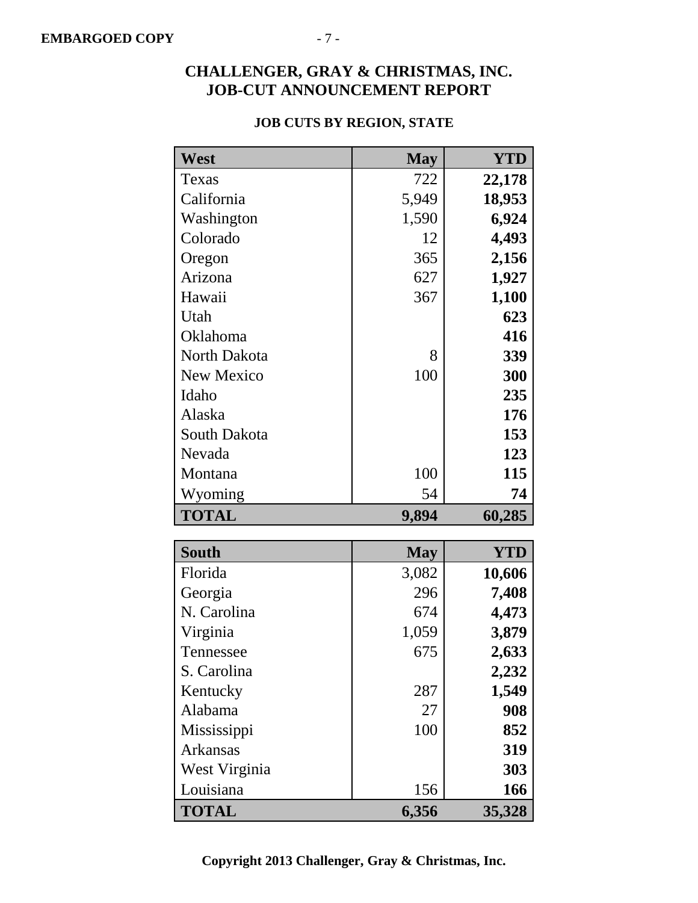**EMBARGOED COPY**

# CHALLENGER, GRAY & CHRISTMAS, INC.
# JOB-CUT ANNOUNCEMENT REPORT

### JOB CUTS BY REGION, STATE

| West | May | YTD |
|---|---|---|
| Texas | 722 | **22,178** |
| California | 5,949 | **18,953** |
| Washington | 1,590 | **6,924** |
| Colorado | 12 | **4,493** |
| Oregon | 365 | **2,156** |
| Arizona | 627 | **1,927** |
| Hawaii | 367 | **1,100** |
| Utah | | **623** |
| Oklahoma | | **416** |
| North Dakota | 8 | **339** |
| New Mexico | 100 | **300** |
| Idaho | | **235** |
| Alaska | | **176** |
| South Dakota | | **153** |
| Nevada | | **123** |
| Montana | 100 | **115** |
| Wyoming | 54 | **74** |
| **TOTAL** | **9,894** | **60,285** |

| South | May | YTD |
|---|---|---|
| Florida | 3,082 | **10,606** |
| Georgia | 296 | **7,408** |
| N. Carolina | 674 | **4,473** |
| Virginia | 1,059 | **3,879** |
| Tennessee | 675 | **2,633** |
| S. Carolina | | **2,232** |
| Kentucky | 287 | **1,549** |
| Alabama | 27 | **908** |
| Mississippi | 100 | **852** |
| Arkansas | | **319** |
| West Virginia | | **303** |
| Louisiana | 156 | **166** |
| **TOTAL** | **6,356** | **35,328** |

**Copyright 2013 Challenger, Gray & Christmas, Inc.**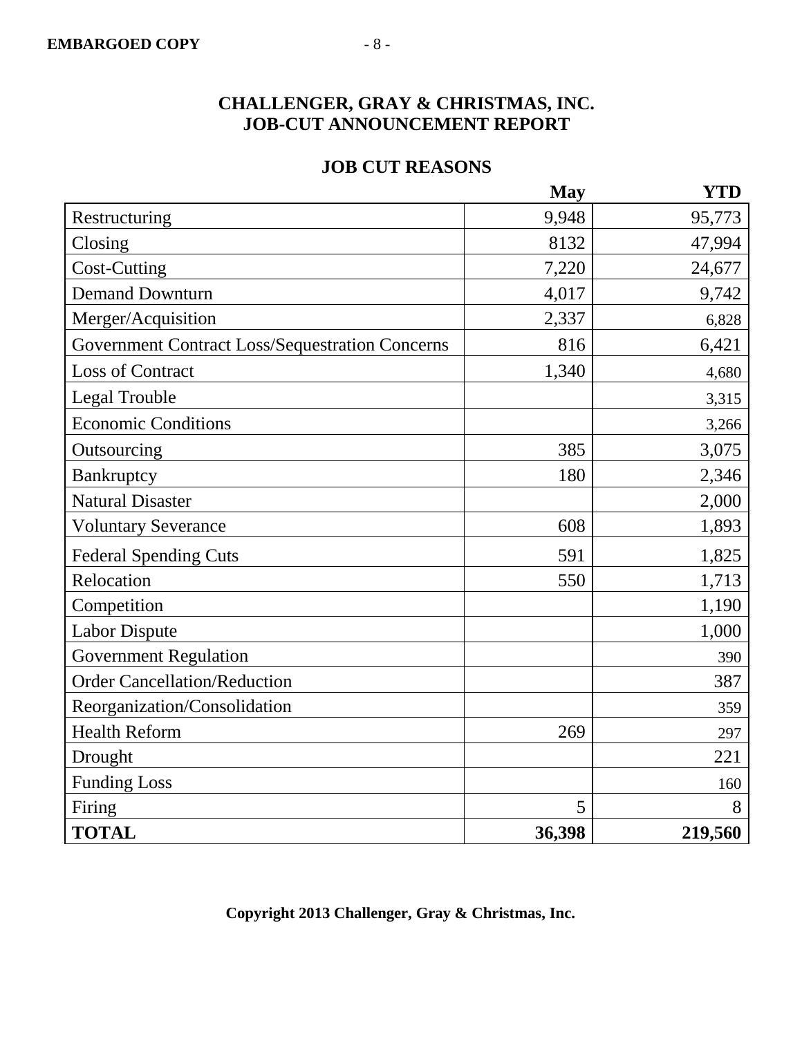**EMBARGOED COPY**

# CHALLENGER, GRAY & CHRISTMAS, INC.
# JOB-CUT ANNOUNCEMENT REPORT

## JOB CUT REASONS

| | May | YTD |
|---|---:|---:|
| Restructuring | 9,948 | 95,773 |
| Closing | 8132 | 47,994 |
| Cost-Cutting | 7,220 | 24,677 |
| Demand Downturn | 4,017 | 9,742 |
| Merger/Acquisition | 2,337 | 6,828 |
| Government Contract Loss/Sequestration Concerns | 816 | 6,421 |
| Loss of Contract | 1,340 | 4,680 |
| Legal Trouble | | 3,315 |
| Economic Conditions | | 3,266 |
| Outsourcing | 385 | 3,075 |
| Bankruptcy | 180 | 2,346 |
| Natural Disaster | | 2,000 |
| Voluntary Severance | 608 | 1,893 |
| Federal Spending Cuts | 591 | 1,825 |
| Relocation | 550 | 1,713 |
| Competition | | 1,190 |
| Labor Dispute | | 1,000 |
| Government Regulation | | 390 |
| Order Cancellation/Reduction | | 387 |
| Reorganization/Consolidation | | 359 |
| Health Reform | 269 | 297 |
| Drought | | 221 |
| Funding Loss | | 160 |
| Firing | 5 | 8 |
| **TOTAL** | **36,398** | **219,560** |

**Copyright 2013 Challenger, Gray & Christmas, Inc.**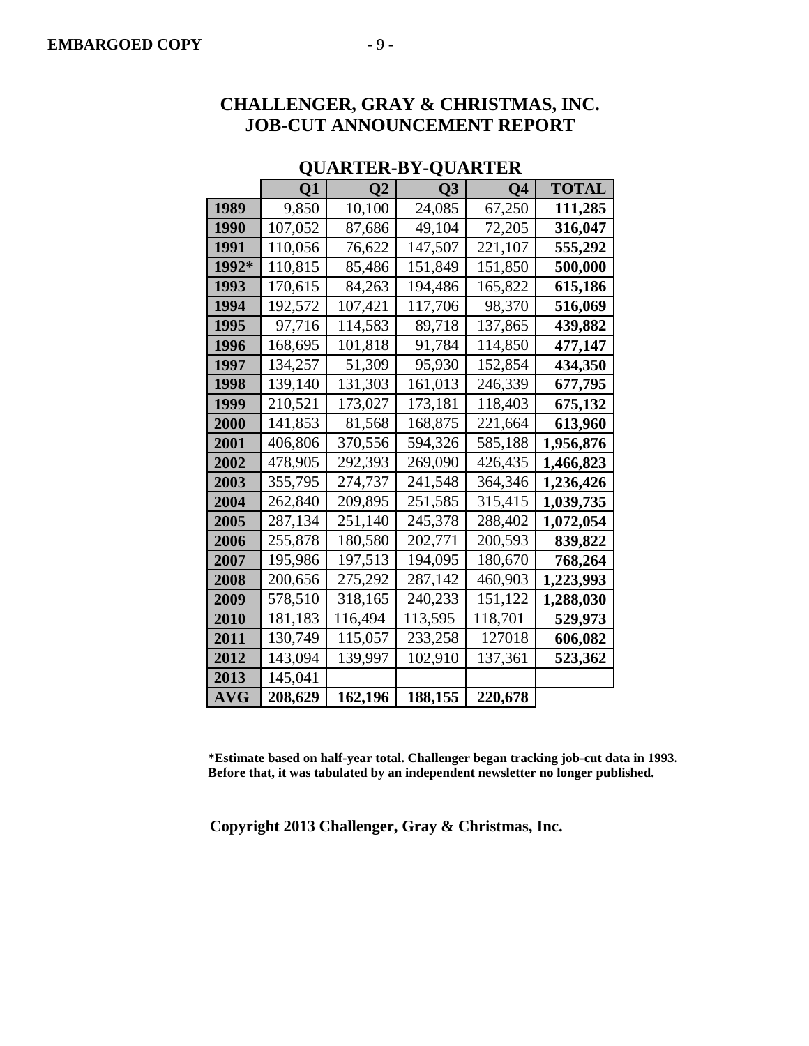**EMBARGOED COPY**

# CHALLENGER, GRAY & CHRISTMAS, INC.
# JOB-CUT ANNOUNCEMENT REPORT

## QUARTER-BY-QUARTER

| | Q1 | Q2 | Q3 | Q4 | TOTAL |
|---|---|---|---|---|---|
| **1989** | 9,850 | 10,100 | 24,085 | 67,250 | **111,285** |
| **1990** | 107,052 | 87,686 | 49,104 | 72,205 | **316,047** |
| **1991** | 110,056 | 76,622 | 147,507 | 221,107 | **555,292** |
| **1992*** | 110,815 | 85,486 | 151,849 | 151,850 | **500,000** |
| **1993** | 170,615 | 84,263 | 194,486 | 165,822 | **615,186** |
| **1994** | 192,572 | 107,421 | 117,706 | 98,370 | **516,069** |
| **1995** | 97,716 | 114,583 | 89,718 | 137,865 | **439,882** |
| **1996** | 168,695 | 101,818 | 91,784 | 114,850 | **477,147** |
| **1997** | 134,257 | 51,309 | 95,930 | 152,854 | **434,350** |
| **1998** | 139,140 | 131,303 | 161,013 | 246,339 | **677,795** |
| **1999** | 210,521 | 173,027 | 173,181 | 118,403 | **675,132** |
| **2000** | 141,853 | 81,568 | 168,875 | 221,664 | **613,960** |
| **2001** | 406,806 | 370,556 | 594,326 | 585,188 | **1,956,876** |
| **2002** | 478,905 | 292,393 | 269,090 | 426,435 | **1,466,823** |
| **2003** | 355,795 | 274,737 | 241,548 | 364,346 | **1,236,426** |
| **2004** | 262,840 | 209,895 | 251,585 | 315,415 | **1,039,735** |
| **2005** | 287,134 | 251,140 | 245,378 | 288,402 | **1,072,054** |
| **2006** | 255,878 | 180,580 | 202,771 | 200,593 | **839,822** |
| **2007** | 195,986 | 197,513 | 194,095 | 180,670 | **768,264** |
| **2008** | 200,656 | 275,292 | 287,142 | 460,903 | **1,223,993** |
| **2009** | 578,510 | 318,165 | 240,233 | 151,122 | **1,288,030** |
| **2010** | 181,183 | 116,494 | 113,595 | 118,701 | **529,973** |
| **2011** | 130,749 | 115,057 | 233,258 | 127018 | **606,082** |
| **2012** | 143,094 | 139,997 | 102,910 | 137,361 | **523,362** |
| **2013** | 145,041 | | | | |
| **AVG** | **208,629** | **162,196** | **188,155** | **220,678** | |

***Estimate based on half-year total. Challenger began tracking job-cut data in 1993. Before that, it was tabulated by an independent newsletter no longer published.**

**Copyright 2013 Challenger, Gray & Christmas, Inc.**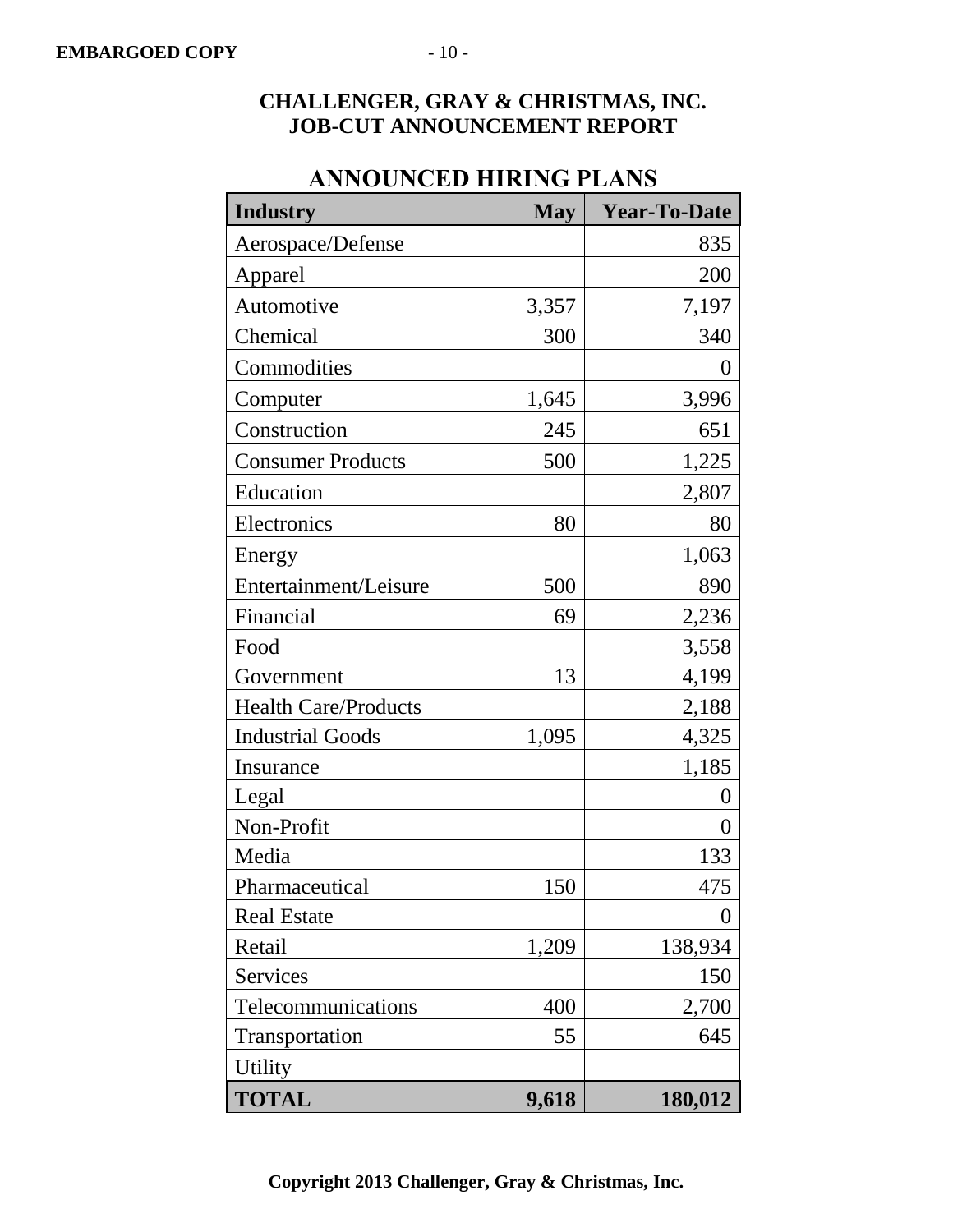**CHALLENGER, GRAY & CHRISTMAS, INC.**
**JOB-CUT ANNOUNCEMENT REPORT**

## ANNOUNCED HIRING PLANS

| Industry | May | Year-To-Date |
|---|---:|---:|
| Aerospace/Defense | | 835 |
| Apparel | | 200 |
| Automotive | 3,357 | 7,197 |
| Chemical | 300 | 340 |
| Commodities | | 0 |
| Computer | 1,645 | 3,996 |
| Construction | 245 | 651 |
| Consumer Products | 500 | 1,225 |
| Education | | 2,807 |
| Electronics | 80 | 80 |
| Energy | | 1,063 |
| Entertainment/Leisure | 500 | 890 |
| Financial | 69 | 2,236 |
| Food | | 3,558 |
| Government | 13 | 4,199 |
| Health Care/Products | | 2,188 |
| Industrial Goods | 1,095 | 4,325 |
| Insurance | | 1,185 |
| Legal | | 0 |
| Non-Profit | | 0 |
| Media | | 133 |
| Pharmaceutical | 150 | 475 |
| Real Estate | | 0 |
| Retail | 1,209 | 138,934 |
| Services | | 150 |
| Telecommunications | 400 | 2,700 |
| Transportation | 55 | 645 |
| Utility | | |
| **TOTAL** | **9,618** | **180,012** |

**Copyright 2013 Challenger, Gray & Christmas, Inc.**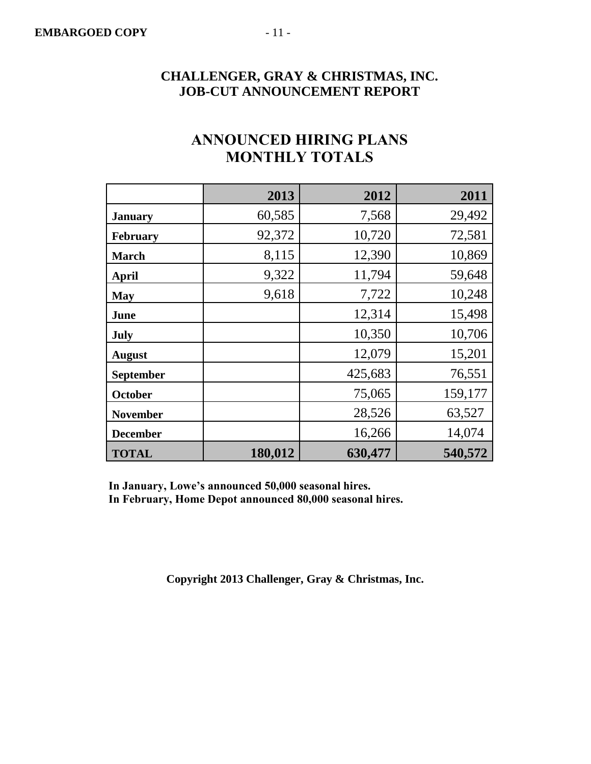## CHALLENGER, GRAY & CHRISTMAS, INC.
## JOB-CUT ANNOUNCEMENT REPORT

# ANNOUNCED HIRING PLANS
# MONTHLY TOTALS

| | 2013 | 2012 | 2011 |
|---|---|---|---|
| **January** | 60,585 | 7,568 | 29,492 |
| **February** | 92,372 | 10,720 | 72,581 |
| **March** | 8,115 | 12,390 | 10,869 |
| **April** | 9,322 | 11,794 | 59,648 |
| **May** | 9,618 | 7,722 | 10,248 |
| **June** | | 12,314 | 15,498 |
| **July** | | 10,350 | 10,706 |
| **August** | | 12,079 | 15,201 |
| **September** | | 425,683 | 76,551 |
| **October** | | 75,065 | 159,177 |
| **November** | | 28,526 | 63,527 |
| **December** | | 16,266 | 14,074 |
| **TOTAL** | **180,012** | **630,477** | **540,572** |

**In January, Lowe's announced 50,000 seasonal hires.**
**In February, Home Depot announced 80,000 seasonal hires.**

**Copyright 2013 Challenger, Gray & Christmas, Inc.**